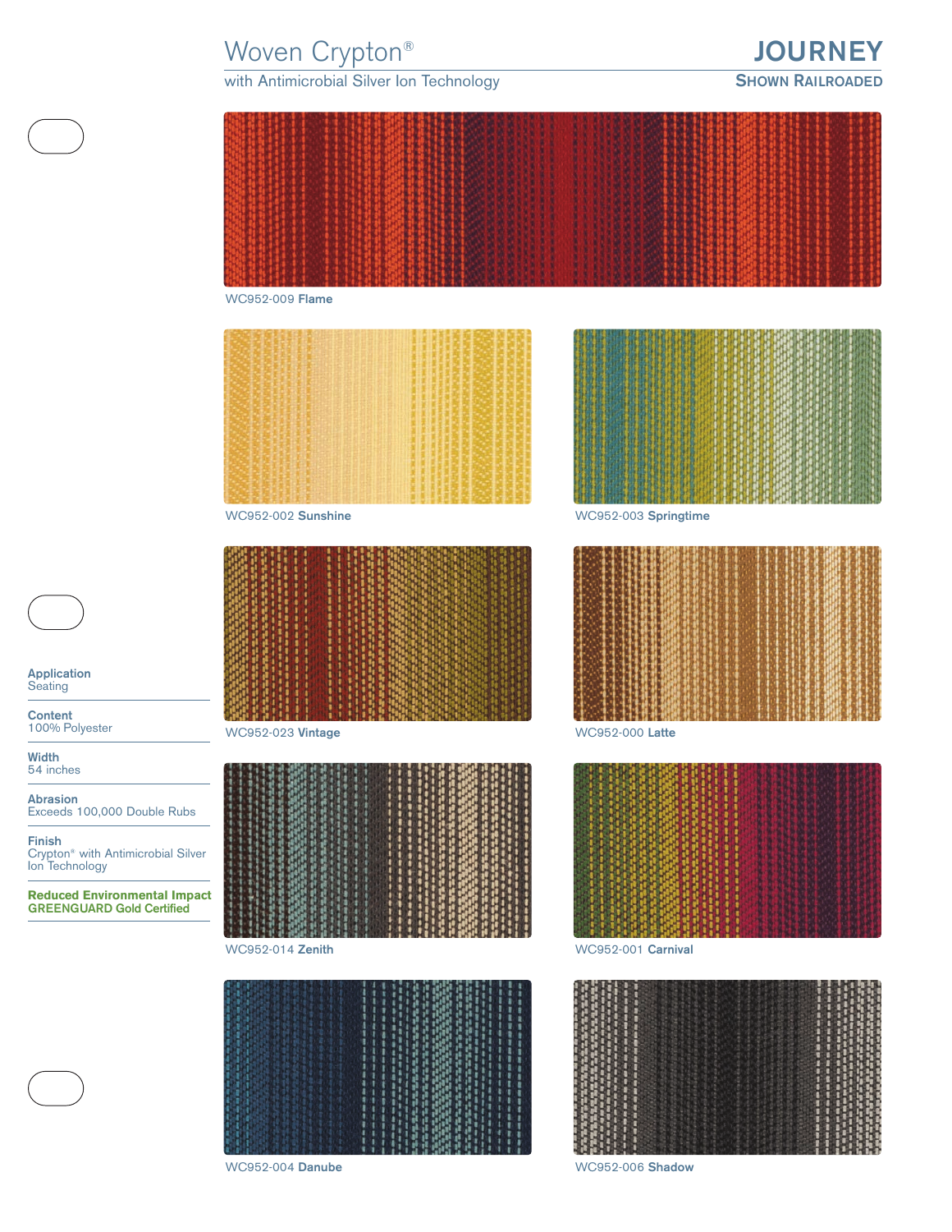# Woven Crypton®

with Antimicrobial Silver Ion Technology

## JOURNEY

**SHOWN RAILROADED**

WC952-009 **Flame**

WC952-002 **Sunshine**

WC952-003 **Springtime**

WC952-023 **Vintage**

WC952-000 **Latte**

WC952-014 **Zenith**

WC952-001 **Carnival**

WC952-004 **Danube**

WC952-006 **Shadow**

**Application**
Seating

**Content**
100% Polyester

**Width**
54 inches

**Abrasion**
Exceeds 100,000 Double Rubs

**Finish**
Crypton® with Antimicrobial Silver Ion Technology

**Reduced Environmental Impact**
**GREENGUARD Gold Certified**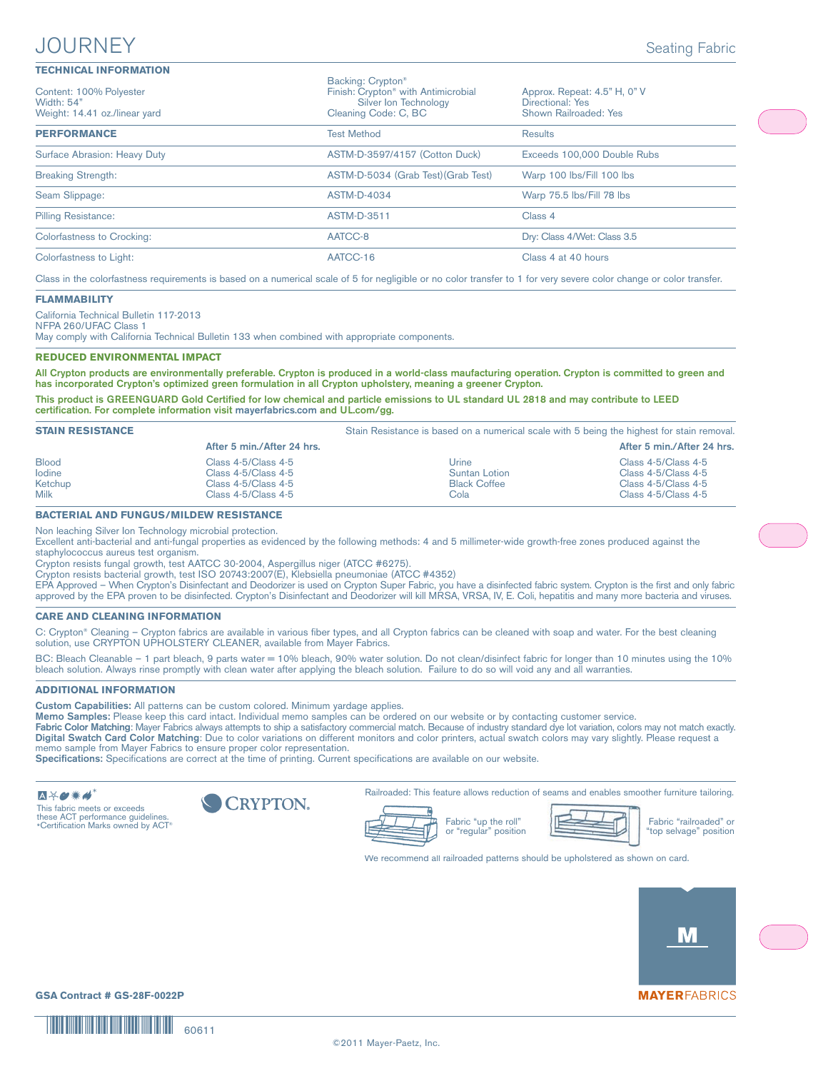# JOURNEY

Seating Fabric

## TECHNICAL INFORMATION

Content: 100% Polyester
Width: 54"
Weight: 14.41 oz./linear yard

Backing: Crypton®
Finish: Crypton® with Antimicrobial Silver Ion Technology
Cleaning Code: C, BC

Approx. Repeat: 4.5" H, 0" V
Directional: Yes
Shown Railroaded: Yes

| PERFORMANCE | Test Method | Results |
|---|---|---|
| Surface Abrasion: Heavy Duty | ASTM-D-3597/4157 (Cotton Duck) | Exceeds 100,000 Double Rubs |
| Breaking Strength: | ASTM-D-5034 (Grab Test)(Grab Test) | Warp 100 lbs/Fill 100 lbs |
| Seam Slippage: | ASTM-D-4034 | Warp 75.5 lbs/Fill 78 lbs |
| Pilling Resistance: | ASTM-D-3511 | Class 4 |
| Colorfastness to Crocking: | AATCC-8 | Dry: Class 4/Wet: Class 3.5 |
| Colorfastness to Light: | AATCC-16 | Class 4 at 40 hours |

Class in the colorfastness requirements is based on a numerical scale of 5 for negligible or no color transfer to 1 for very severe color change or color transfer.

## FLAMMABILITY

California Technical Bulletin 117-2013
NFPA 260/UFAC Class 1
May comply with California Technical Bulletin 133 when combined with appropriate components.

## REDUCED ENVIRONMENTAL IMPACT

**All Crypton products are environmentally preferable. Crypton is produced in a world-class maufacturing operation. Crypton is committed to green and has incorporated Crypton's optimized green formulation in all Crypton upholstery, meaning a greener Crypton.**

**This product is GREENGUARD Gold Certified for low chemical and particle emissions to UL standard UL 2818 and may contribute to LEED certification. For complete information visit mayerfabrics.com and UL.com/gg.**

## STAIN RESISTANCE

Stain Resistance is based on a numerical scale with 5 being the highest for stain removal.

| | After 5 min./After 24 hrs. | | After 5 min./After 24 hrs. |
|---|---|---|---|
| Blood | Class 4-5/Class 4-5 | Urine | Class 4-5/Class 4-5 |
| Iodine | Class 4-5/Class 4-5 | Suntan Lotion | Class 4-5/Class 4-5 |
| Ketchup | Class 4-5/Class 4-5 | Black Coffee | Class 4-5/Class 4-5 |
| Milk | Class 4-5/Class 4-5 | Cola | Class 4-5/Class 4-5 |

## BACTERIAL AND FUNGUS/MILDEW RESISTANCE

Non leaching Silver Ion Technology microbial protection.
Excellent anti-bacterial and anti-fungal properties as evidenced by the following methods: 4 and 5 millimeter-wide growth-free zones produced against the staphylococcus aureus test organism.
Crypton resists fungal growth, test AATCC 30-2004, Aspergillus niger (ATCC #6275).
Crypton resists bacterial growth, test ISO 20743:2007(E), Klebsiella pneumoniae (ATCC #4352)
EPA Approved – When Crypton's Disinfectant and Deodorizer is used on Crypton Super Fabric, you have a disinfected fabric system. Crypton is the first and only fabric approved by the EPA proven to be disinfected. Crypton's Disinfectant and Deodorizer will kill MRSA, VRSA, IV, E. Coli, hepatitis and many more bacteria and viruses.

## CARE AND CLEANING INFORMATION

C: Crypton® Cleaning – Crypton fabrics are available in various fiber types, and all Crypton fabrics can be cleaned with soap and water. For the best cleaning solution, use CRYPTON UPHOLSTERY CLEANER, available from Mayer Fabrics.

BC: Bleach Cleanable – 1 part bleach, 9 parts water = 10% bleach, 90% water solution. Do not clean/disinfect fabric for longer than 10 minutes using the 10% bleach solution. Always rinse promptly with clean water after applying the bleach solution. Failure to do so will void any and all warranties.

## ADDITIONAL INFORMATION

**Custom Capabilities:** All patterns can be custom colored. Minimum yardage applies.
**Memo Samples:** Please keep this card intact. Individual memo samples can be ordered on our website or by contacting customer service.
**Fabric Color Matching**: Mayer Fabrics always attempts to ship a satisfactory commercial match. Because of industry standard dye lot variation, colors may not match exactly.
**Digital Swatch Card Color Matching**: Due to color variations on different monitors and color printers, actual swatch colors may vary slightly. Please request a memo sample from Mayer Fabrics to ensure proper color representation.
**Specifications:** Specifications are correct at the time of printing. Current specifications are available on our website.

This fabric meets or exceeds these ACT performance guidelines.
*Certification Marks owned by ACT®

CRYPTON.

Railroaded: This feature allows reduction of seams and enables smoother furniture tailoring.

Fabric "up the roll" or "regular" position

Fabric "railroaded" or "top selvage" position

We recommend all railroaded patterns should be upholstered as shown on card.

**GSA Contract # GS-28F-0022P**

M

MAYERFABRICS

60611

©2011 Mayer-Paetz, Inc.